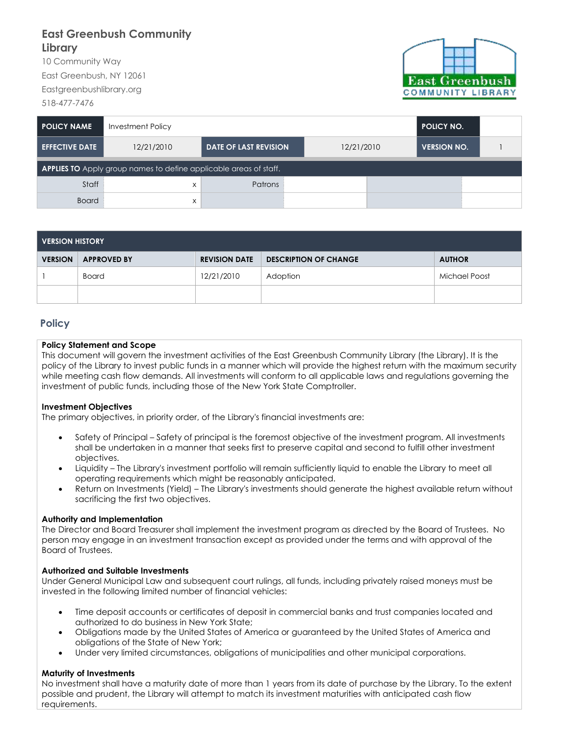# East Greenbush Community Library

10 Community Way
East Greenbush, NY 12061
Eastgreenbushlibrary.org
518-477-7476

| POLICY NAME | Investment Policy | | | POLICY NO. | |
|---|---|---|---|---|---|
| EFFECTIVE DATE | 12/21/2010 | DATE OF LAST REVISION | 12/21/2010 | VERSION NO. | 1 |

| APPLIES TO Apply group names to define applicable areas of staff. | | | | | |
|---|---|---|---|---|---|
| Staff | x | Patrons | | | |
| Board | x | | | | |

| VERSION HISTORY | | | | |
|---|---|---|---|---|
| VERSION | APPROVED BY | REVISION DATE | DESCRIPTION OF CHANGE | AUTHOR |
| 1 | Board | 12/21/2010 | Adoption | Michael Poost |
| | | | | |

## Policy

**Policy Statement and Scope**
This document will govern the investment activities of the East Greenbush Community Library (the Library). It is the policy of the Library to invest public funds in a manner which will provide the highest return with the maximum security while meeting cash flow demands. All investments will conform to all applicable laws and regulations governing the investment of public funds, including those of the New York State Comptroller.

**Investment Objectives**
The primary objectives, in priority order, of the Library's financial investments are:

- Safety of Principal – Safety of principal is the foremost objective of the investment program. All investments shall be undertaken in a manner that seeks first to preserve capital and second to fulfill other investment objectives.
- Liquidity – The Library's investment portfolio will remain sufficiently liquid to enable the Library to meet all operating requirements which might be reasonably anticipated.
- Return on Investments (Yield) – The Library's investments should generate the highest available return without sacrificing the first two objectives.

**Authority and Implementation**
The Director and Board Treasurer shall implement the investment program as directed by the Board of Trustees. No person may engage in an investment transaction except as provided under the terms and with approval of the Board of Trustees.

**Authorized and Suitable Investments**
Under General Municipal Law and subsequent court rulings, all funds, including privately raised moneys must be invested in the following limited number of financial vehicles:

- Time deposit accounts or certificates of deposit in commercial banks and trust companies located and authorized to do business in New York State;
- Obligations made by the United States of America or guaranteed by the United States of America and obligations of the State of New York;
- Under very limited circumstances, obligations of municipalities and other municipal corporations.

**Maturity of Investments**
No investment shall have a maturity date of more than 1 years from its date of purchase by the Library. To the extent possible and prudent, the Library will attempt to match its investment maturities with anticipated cash flow requirements.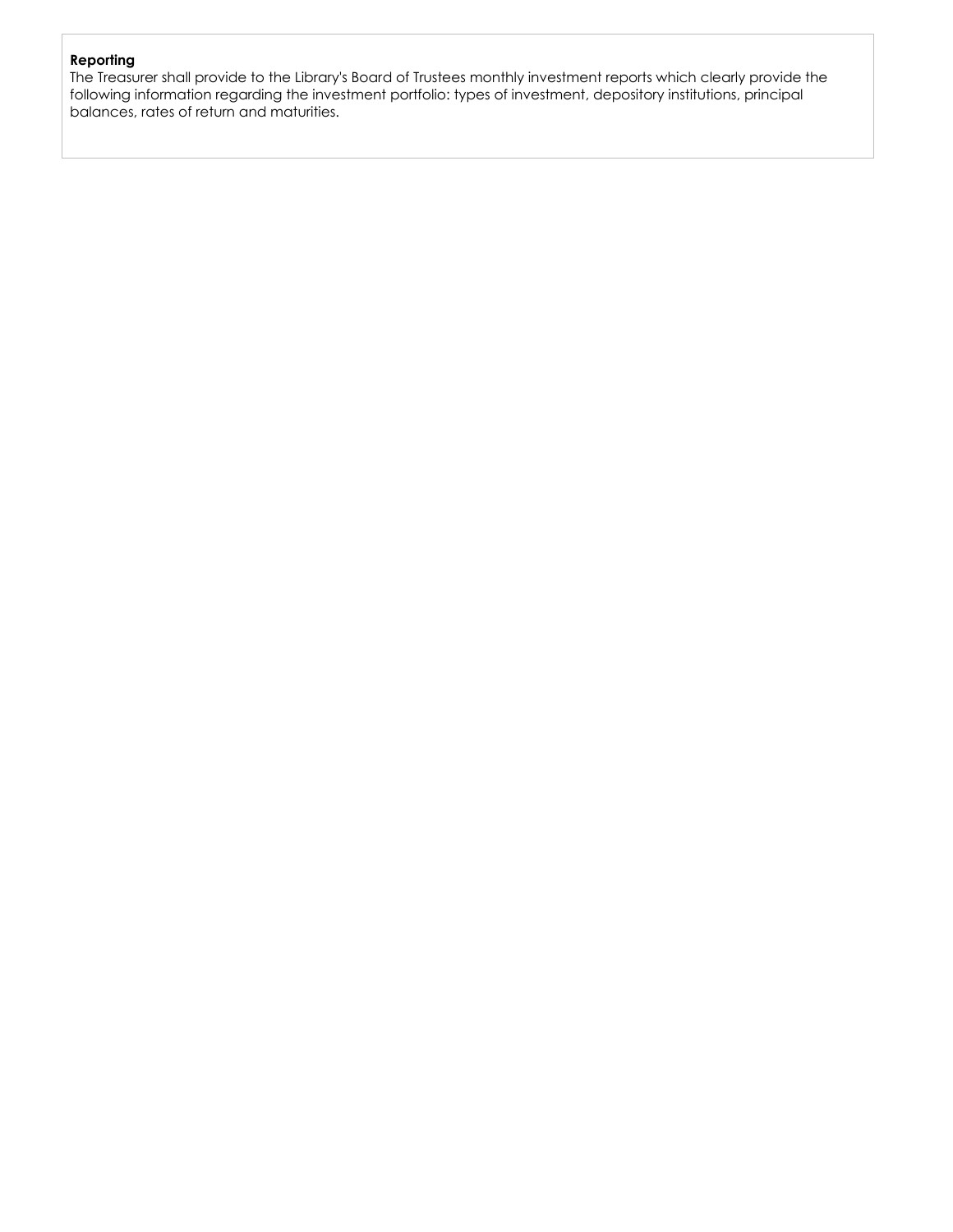**Reporting**

The Treasurer shall provide to the Library's Board of Trustees monthly investment reports which clearly provide the following information regarding the investment portfolio: types of investment, depository institutions, principal balances, rates of return and maturities.